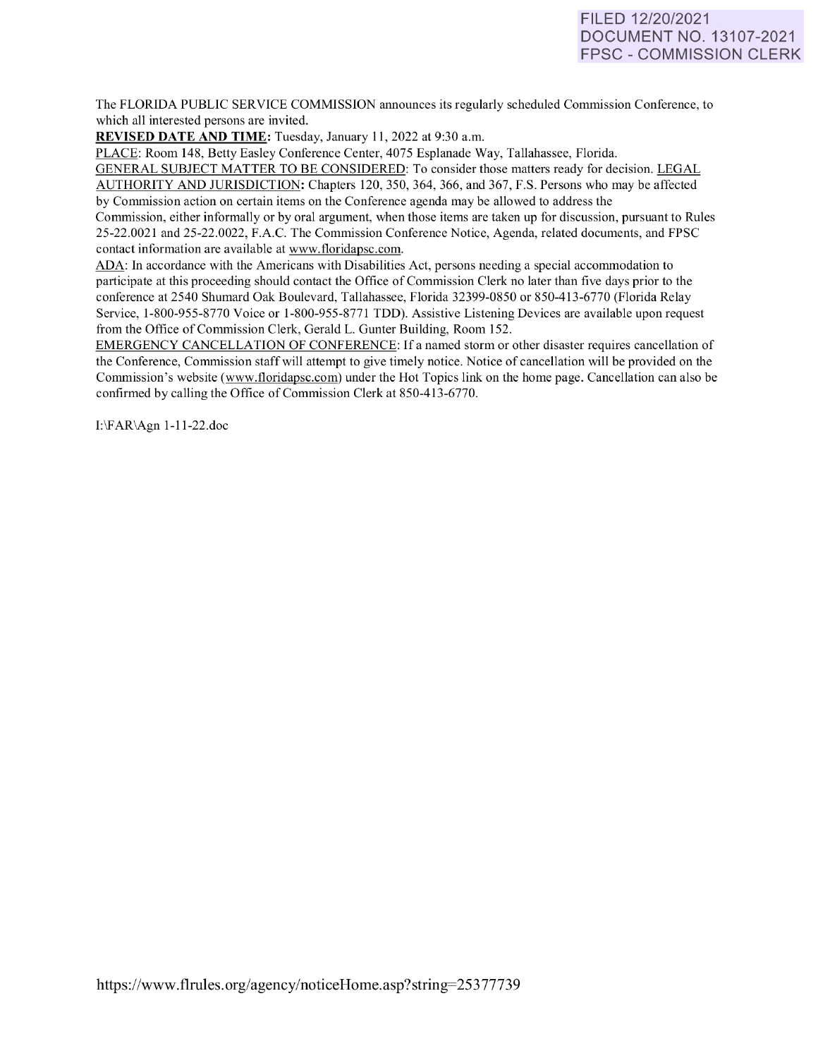FILED 12/20/2021
DOCUMENT NO. 13107-2021
FPSC - COMMISSION CLERK

The FLORIDA PUBLIC SERVICE COMMISSION announces its regularly scheduled Commission Conference, to which all interested persons are invited.

**REVISED DATE AND TIME:** Tuesday, January 11, 2022 at 9:30 a.m.

PLACE: Room 148, Betty Easley Conference Center, 4075 Esplanade Way, Tallahassee, Florida.

GENERAL SUBJECT MATTER TO BE CONSIDERED: To consider those matters ready for decision. LEGAL AUTHORITY AND JURISDICTION**:** Chapters 120, 350, 364, 366, and 367, F.S. Persons who may be affected by Commission action on certain items on the Conference agenda may be allowed to address the Commission, either informally or by oral argument, when those items are taken up for discussion, pursuant to Rules 25-22.0021 and 25-22.0022, F.A.C. The Commission Conference Notice, Agenda, related documents, and FPSC contact information are available at www.floridapsc.com.

ADA: In accordance with the Americans with Disabilities Act, persons needing a special accommodation to participate at this proceeding should contact the Office of Commission Clerk no later than five days prior to the conference at 2540 Shumard Oak Boulevard, Tallahassee, Florida 32399-0850 or 850-413-6770 (Florida Relay Service, 1-800-955-8770 Voice or 1-800-955-8771 TDD). Assistive Listening Devices are available upon request from the Office of Commission Clerk, Gerald L. Gunter Building, Room 152.

EMERGENCY CANCELLATION OF CONFERENCE: If a named storm or other disaster requires cancellation of the Conference, Commission staff will attempt to give timely notice. Notice of cancellation will be provided on the Commission's website (www.floridapsc.com) under the Hot Topics link on the home page. Cancellation can also be confirmed by calling the Office of Commission Clerk at 850-413-6770.

I:\FAR\Agn 1-11-22.doc

https://www.flrules.org/agency/noticeHome.asp?string=25377739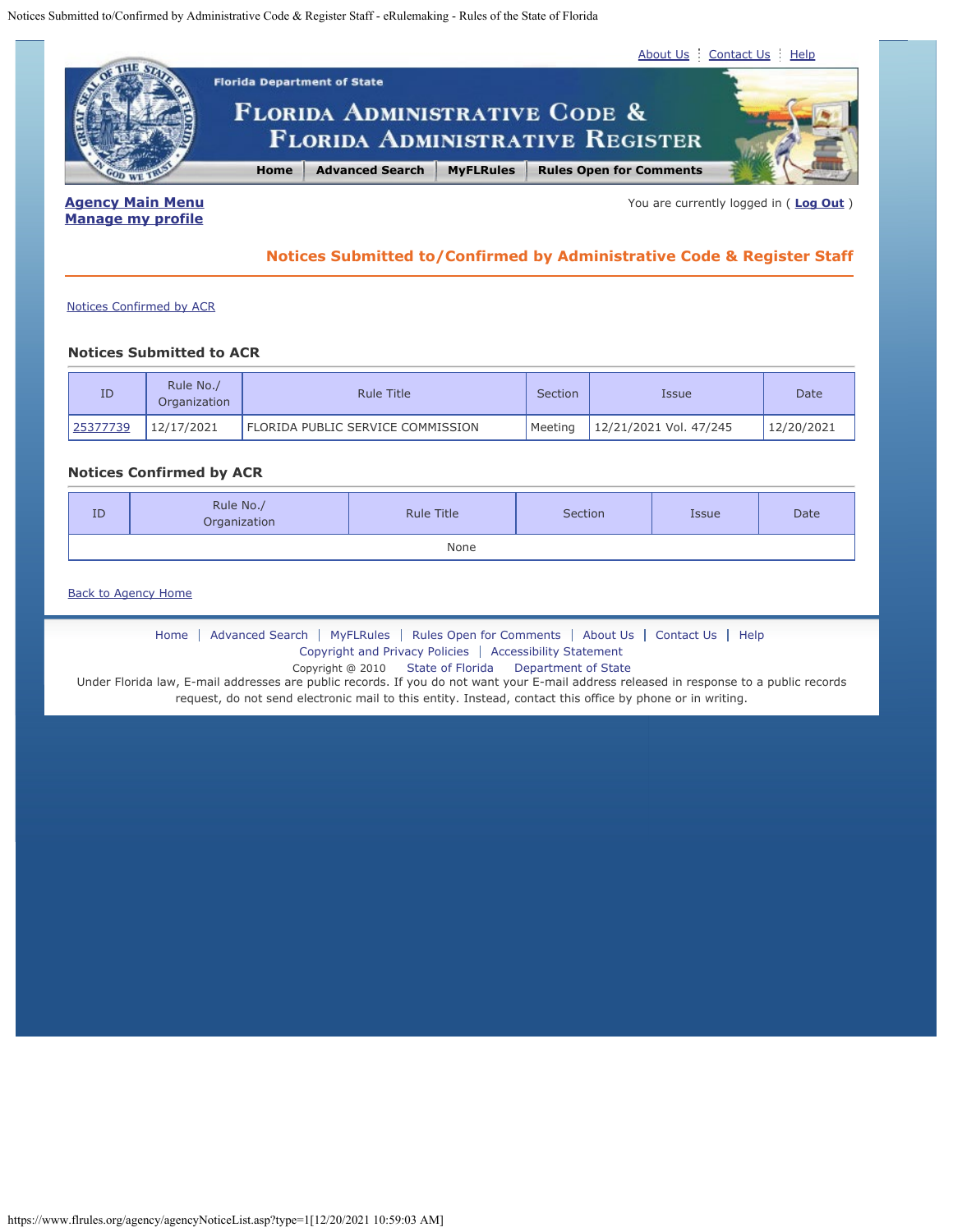About Us | Contact Us | Help

Florida Department of State

# Florida Administrative Code & Florida Administrative Register

Home | Advanced Search | MyFLRules | Rules Open for Comments

**Agency Main Menu**
**Manage my profile**

You are currently logged in ( **Log Out** )

## Notices Submitted to/Confirmed by Administrative Code & Register Staff

Notices Confirmed by ACR

### Notices Submitted to ACR

| ID | Rule No./ Organization | Rule Title | Section | Issue | Date |
|---|---|---|---|---|---|
| 25377739 | 12/17/2021 | FLORIDA PUBLIC SERVICE COMMISSION | Meeting | 12/21/2021 Vol. 47/245 | 12/20/2021 |

### Notices Confirmed by ACR

| ID | Rule No./ Organization | Rule Title | Section | Issue | Date |
|---|---|---|---|---|---|
| None | | | | | |

Back to Agency Home

Home | Advanced Search | MyFLRules | Rules Open for Comments | About Us | Contact Us | Help
Copyright and Privacy Policies | Accessibility Statement
Copyright @ 2010 State of Florida Department of State
Under Florida law, E-mail addresses are public records. If you do not want your E-mail address released in response to a public records request, do not send electronic mail to this entity. Instead, contact this office by phone or in writing.